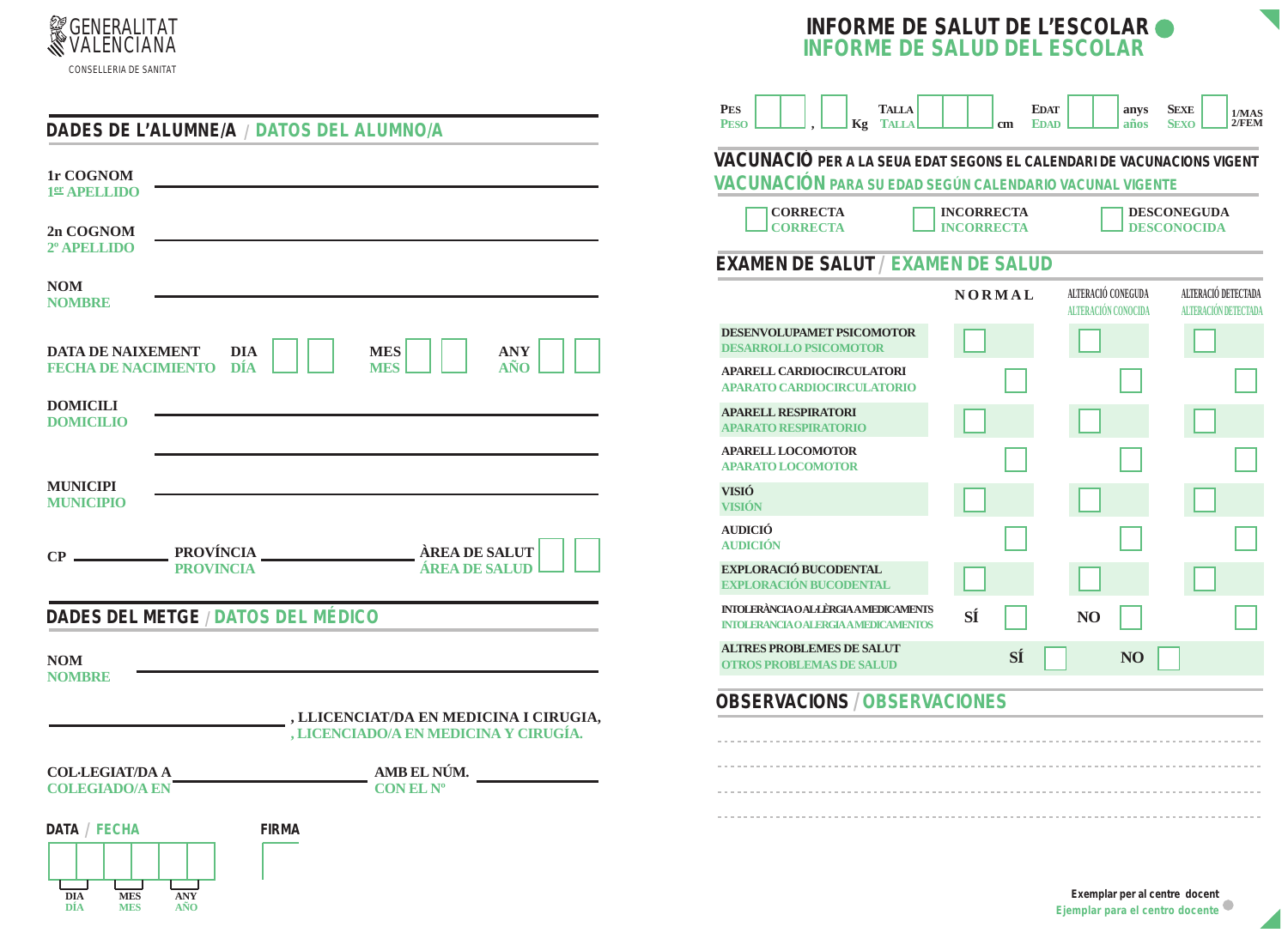GENERALITAT VALENCIANA

CONSELLERIA DE SANITAT

# INFORME DE SALUT DE L'ESCOLAR
# INFORME DE SALUD DEL ESCOLAR

## DADES DE L'ALUMNE/A / DATOS DEL ALUMNO/A

**1r COGNOM**
**1er APELLIDO** ______________________________

**2n COGNOM**
**2º APELLIDO** ______________________________

**NOM**
**NOMBRE** ______________________________

**DATA DE NAIXEMENT / FECHA DE NACIMIENTO** DIA / DÍA ☐☐ MES / MES ☐☐ ANY / AÑO ☐☐

**DOMICILI**
**DOMICILIO** ______________________________

______________________________

**MUNICIPI**
**MUNICIPIO** ______________________________

**CP** __________ **PROVÍNCIA / PROVINCIA** __________ **ÀREA DE SALUT / ÁREA DE SALUD** ☐☐

## DADES DEL METGE / DATOS DEL MÉDICO

**NOM**
**NOMBRE** ______________________________

______________________________ **, LLICENCIAT/DA EN MEDICINA I CIRUGIA,**
**, LICENCIADO/A EN MEDICINA Y CIRUGÍA.**

**COL·LEGIAT/DA A / COLEGIADO/A EN** __________ **AMB EL NÚM. / CON EL Nº** __________

**DATA / FECHA** ☐☐ ☐☐ ☐☐ (DIA / DÍA, MES / MES, ANY / AÑO)

**FIRMA**

---

**PES / PESO** ☐☐ , ☐ Kg **TALLA / TALLA** ☐☐☐ cm **EDAT / EDAD** ☐☐ anys / años **SEXE / SEXO** ☐ 1/MAS 2/FEM

## VACUNACIÓ PER A LA SEUA EDAT SEGONS EL CALENDARI DE VACUNACIONS VIGENT
## VACUNACIÓN PARA SU EDAD SEGÚN CALENDARIO VACUNAL VIGENTE

☐ CORRECTA / CORRECTA ☐ INCORRECTA / INCORRECTA ☐ DESCONEGUDA / DESCONOCIDA

## EXAMEN DE SALUT / EXAMEN DE SALUD

| | NORMAL | ALTERACIÓ CONEGUDA / ALTERACIÓN CONOCIDA | ALTERACIÓ DETECTADA / ALTERACIÓN DETECTADA |
|---|---|---|---|
| DESENVOLUPAMET PSICOMOTOR / DESARROLLO PSICOMOTOR | ☐ | ☐ | ☐ |
| APARELL CARDIOCIRCULATORI / APARATO CARDIOCIRCULATORIO | ☐ | ☐ | ☐ |
| APARELL RESPIRATORI / APARATO RESPIRATORIO | ☐ | ☐ | ☐ |
| APARELL LOCOMOTOR / APARATO LOCOMOTOR | ☐ | ☐ | ☐ |
| VISIÓ / VISIÓN | ☐ | ☐ | ☐ |
| AUDICIÓ / AUDICIÓN | ☐ | ☐ | ☐ |
| EXPLORACIÓ BUCODENTAL / EXPLORACIÓN BUCODENTAL | ☐ | ☐ | ☐ |
| INTOLERÀNCIA O AL·LÈRGIA A MEDICAMENTS / INTOLERANCIA O ALERGIA A MEDICAMENTOS | SÍ ☐ | NO ☐ | ☐ |
| ALTRES PROBLEMES DE SALUT / OTROS PROBLEMAS DE SALUD | SÍ ☐ | NO ☐ | |

## OBSERVACIONS / OBSERVACIONES

------------------------------------------------------------

------------------------------------------------------------

------------------------------------------------------------

------------------------------------------------------------

Exemplar per al centre docent
Ejemplar para el centro docente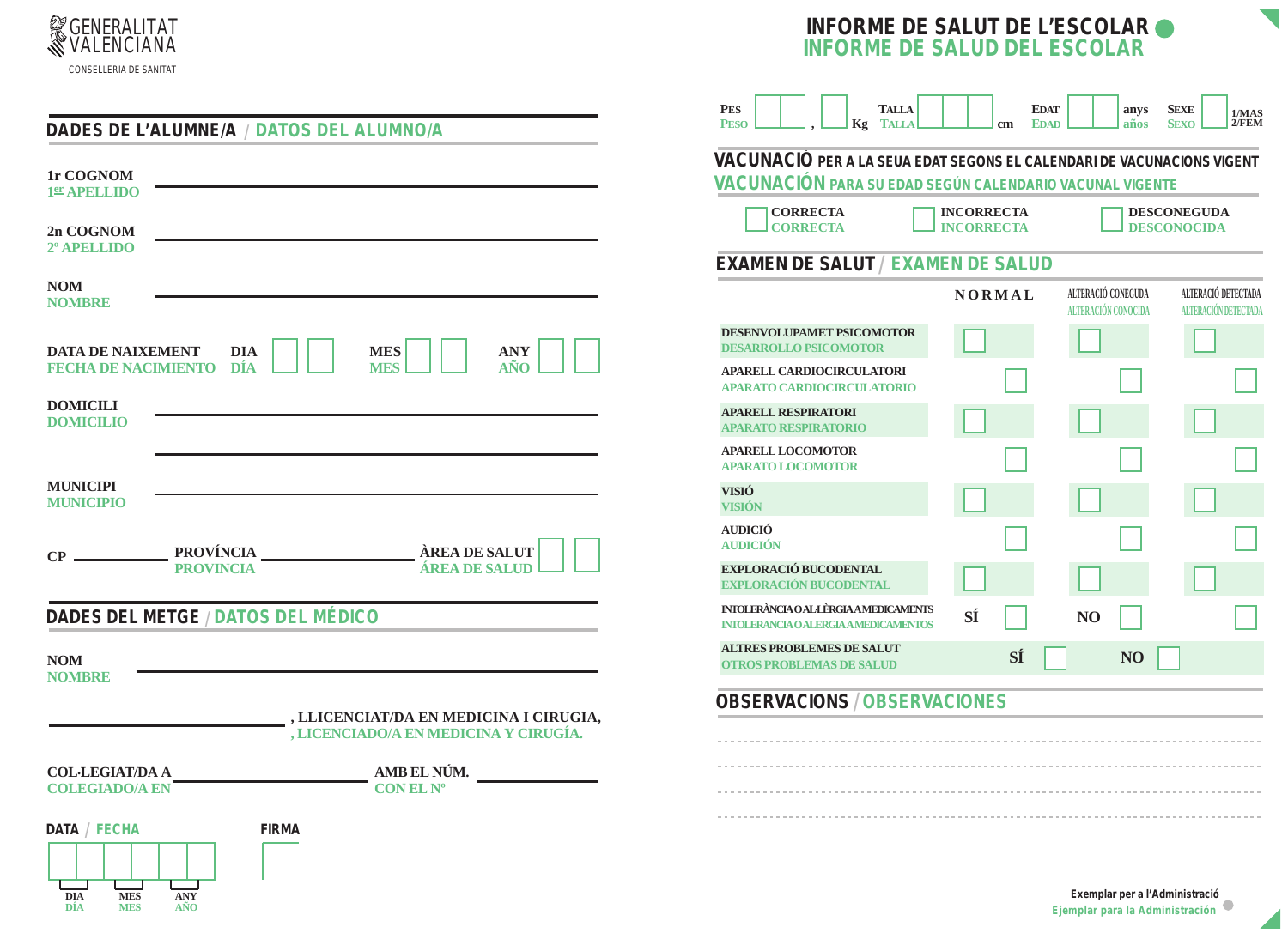GENERALITAT VALENCIANA
CONSELLERIA DE SANITAT

# INFORME DE SALUT DE L'ESCOLAR
# INFORME DE SALUD DEL ESCOLAR

## DADES DE L'ALUMNE/A / DATOS DEL ALUMNO/A

**1r COGNOM**
1^er^ APELLIDO ______________________

**2n COGNOM**
2º APELLIDO ______________________

**NOM**
NOMBRE ______________________

**DATA DE NAIXEMENT** / FECHA DE NACIMIENTO — **DIA** / DÍA ☐☐ **MES** / MES ☐☐ **ANY** / AÑO ☐☐

**DOMICILI**
DOMICILIO ______________________

______________________

**MUNICIPI**
MUNICIPIO ______________________

**CP** ________ **PROVÍNCIA** / PROVINCIA ________ **ÀREA DE SALUT** / ÁREA DE SALUD ☐☐

## DADES DEL METGE / DATOS DEL MÉDICO

**NOM**
NOMBRE ______________________

______________________ **, LLICENCIAT/DA EN MEDICINA I CIRUGIA,**
, LICENCIADO/A EN MEDICINA Y CIRUGÍA.

**COL·LEGIAT/DA A** / COLEGIADO/A EN ________ **AMB EL NÚM.** / CON EL Nº ________

**DATA** / FECHA ☐☐☐☐☐☐ (DIA / DÍA, MES / MES, ANY / AÑO)

**FIRMA**

---

**PES** / PESO ☐☐,☐ Kg **TALLA** / TALLA ☐☐☐ cm **EDAT** / EDAD ☐☐ anys / años **SEXE** / SEXO ☐ 1/MAS 2/FEM

## VACUNACIÓ PER A LA SEUA EDAT SEGONS EL CALENDARI DE VACUNACIONS VIGENT
## VACUNACIÓN PARA SU EDAD SEGÚN CALENDARIO VACUNAL VIGENTE

☐ **CORRECTA** / CORRECTA ☐ **INCORRECTA** / INCORRECTA ☐ **DESCONEGUDA** / DESCONOCIDA

## EXAMEN DE SALUT / EXAMEN DE SALUD

| | NORMAL | ALTERACIÓ CONEGUDA / ALTERACIÓN CONOCIDA | ALTERACIÓ DETECTADA / ALTERACIÓN DETECTADA |
|---|---|---|---|
| **DESENVOLUPAMET PSICOMOTOR** / DESARROLLO PSICOMOTOR | ☐ | ☐ | ☐ |
| **APARELL CARDIOCIRCULATORI** / APARATO CARDIOCIRCULATORIO | ☐ | ☐ | ☐ |
| **APARELL RESPIRATORI** / APARATO RESPIRATORIO | ☐ | ☐ | ☐ |
| **APARELL LOCOMOTOR** / APARATO LOCOMOTOR | ☐ | ☐ | ☐ |
| **VISIÓ** / VISIÓN | ☐ | ☐ | ☐ |
| **AUDICIÓ** / AUDICIÓN | ☐ | ☐ | ☐ |
| **EXPLORACIÓ BUCODENTAL** / EXPLORACIÓN BUCODENTAL | ☐ | ☐ | ☐ |
| **INTOLERÀNCIA O AL·LÈRGIA A MEDICAMENTS** / INTOLERANCIA O ALERGIA A MEDICAMENTOS | SÍ ☐ | NO ☐ | ☐ |
| **ALTRES PROBLEMES DE SALUT** / OTROS PROBLEMAS DE SALUD | SÍ ☐ | NO ☐ | |

## OBSERVACIONS / OBSERVACIONES

---

---

---

---

**Exemplar per a l'Administració**
Ejemplar para la Administración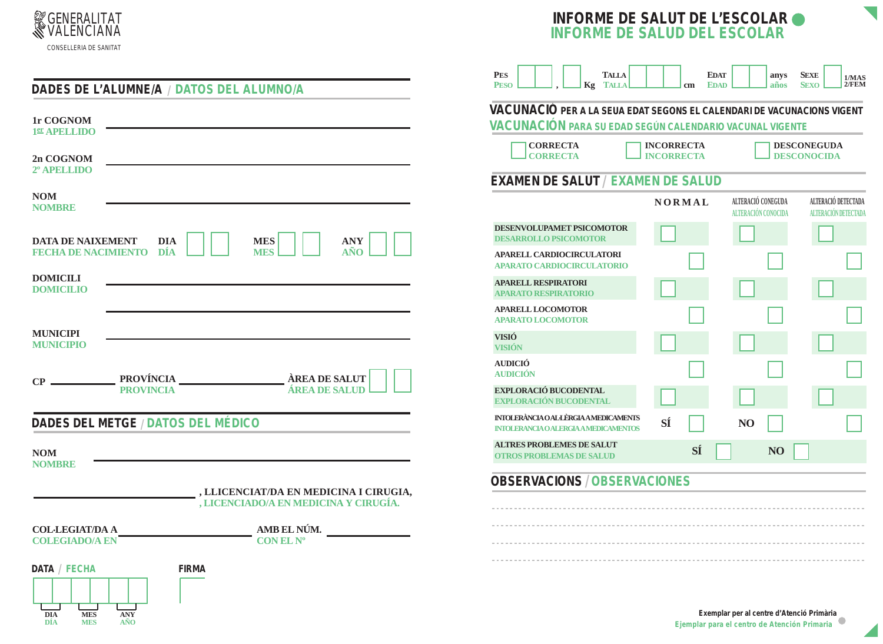GENERALITAT VALENCIANA
CONSELLERIA DE SANITAT

# INFORME DE SALUT DE L'ESCOLAR
# INFORME DE SALUD DEL ESCOLAR

## DADES DE L'ALUMNE/A / DATOS DEL ALUMNO/A

**1r COGNOM**
**1er APELLIDO** ______________________________

**2n COGNOM**
**2º APELLIDO** ______________________________

**NOM**
**NOMBRE** ______________________________

**DATA DE NAIXEMENT / FECHA DE NACIMIENTO** DIA / DÍA ☐☐ MES / MES ☐☐ ANY / AÑO ☐☐

**DOMICILI**
**DOMICILIO** ______________________________

______________________________

**MUNICIPI**
**MUNICIPIO** ______________________________

**CP** __________ **PROVÍNCIA / PROVINCIA** __________ **ÀREA DE SALUT / ÁREA DE SALUD** ☐☐

## DADES DEL METGE / DATOS DEL MÉDICO

**NOM**
**NOMBRE** ______________________________

______________________________ **, LLICENCIAT/DA EN MEDICINA I CIRUGIA,**
**, LICENCIADO/A EN MEDICINA Y CIRUGÍA.**

**COL·LEGIAT/DA A / COLEGIADO/A EN** __________ **AMB EL NÚM. / CON EL Nº** __________

**DATA / FECHA** ☐☐ ☐☐ ☐☐
DIA / DÍA — MES / MES — ANY / AÑO

**FIRMA**

---

**PES / PESO** ☐☐ , ☐ Kg **TALLA / TALLA** ☐☐☐ cm **EDAT / EDAD** ☐☐ anys / años **SEXE / SEXO** ☐ 1/MAS 2/FEM

## VACUNACIÓ PER A LA SEUA EDAT SEGONS EL CALENDARI DE VACUNACIONS VIGENT
## VACUNACIÓN PARA SU EDAD SEGÚN CALENDARIO VACUNAL VIGENTE

☐ CORRECTA / CORRECTA ☐ INCORRECTA / INCORRECTA ☐ DESCONEGUDA / DESCONOCIDA

## EXAMEN DE SALUT / EXAMEN DE SALUD

| | NORMAL | ALTERACIÓ CONEGUDA / ALTERACIÓN CONOCIDA | ALTERACIÓ DETECTADA / ALTERACIÓN DETECTADA |
|---|---|---|---|
| DESENVOLUPAMET PSICOMOTOR / DESARROLLO PSICOMOTOR | ☐ | ☐ | ☐ |
| APARELL CARDIOCIRCULATORI / APARATO CARDIOCIRCULATORIO | ☐ | ☐ | ☐ |
| APARELL RESPIRATORI / APARATO RESPIRATORIO | ☐ | ☐ | ☐ |
| APARELL LOCOMOTOR / APARATO LOCOMOTOR | ☐ | ☐ | ☐ |
| VISIÓ / VISIÓN | ☐ | ☐ | ☐ |
| AUDICIÓ / AUDICIÓN | ☐ | ☐ | ☐ |
| EXPLORACIÓ BUCODENTAL / EXPLORACIÓN BUCODENTAL | ☐ | ☐ | ☐ |
| INTOLERÀNCIA O AL·LÈRGIA A MEDICAMENTS / INTOLERANCIA O ALERGIA A MEDICAMENTOS | SÍ ☐ | NO ☐ | ☐ |
| ALTRES PROBLEMES DE SALUT / OTROS PROBLEMAS DE SALUD | SÍ ☐ | NO ☐ | |

## OBSERVACIONS / OBSERVACIONES

- - - - - - - - - - - - - - - - - - - - - - - - - - - - - -

- - - - - - - - - - - - - - - - - - - - - - - - - - - - - -

- - - - - - - - - - - - - - - - - - - - - - - - - - - - - -

- - - - - - - - - - - - - - - - - - - - - - - - - - - - - -

**Exemplar per al centre d'Atenció Primària**
**Ejemplar para el centro de Atención Primaria**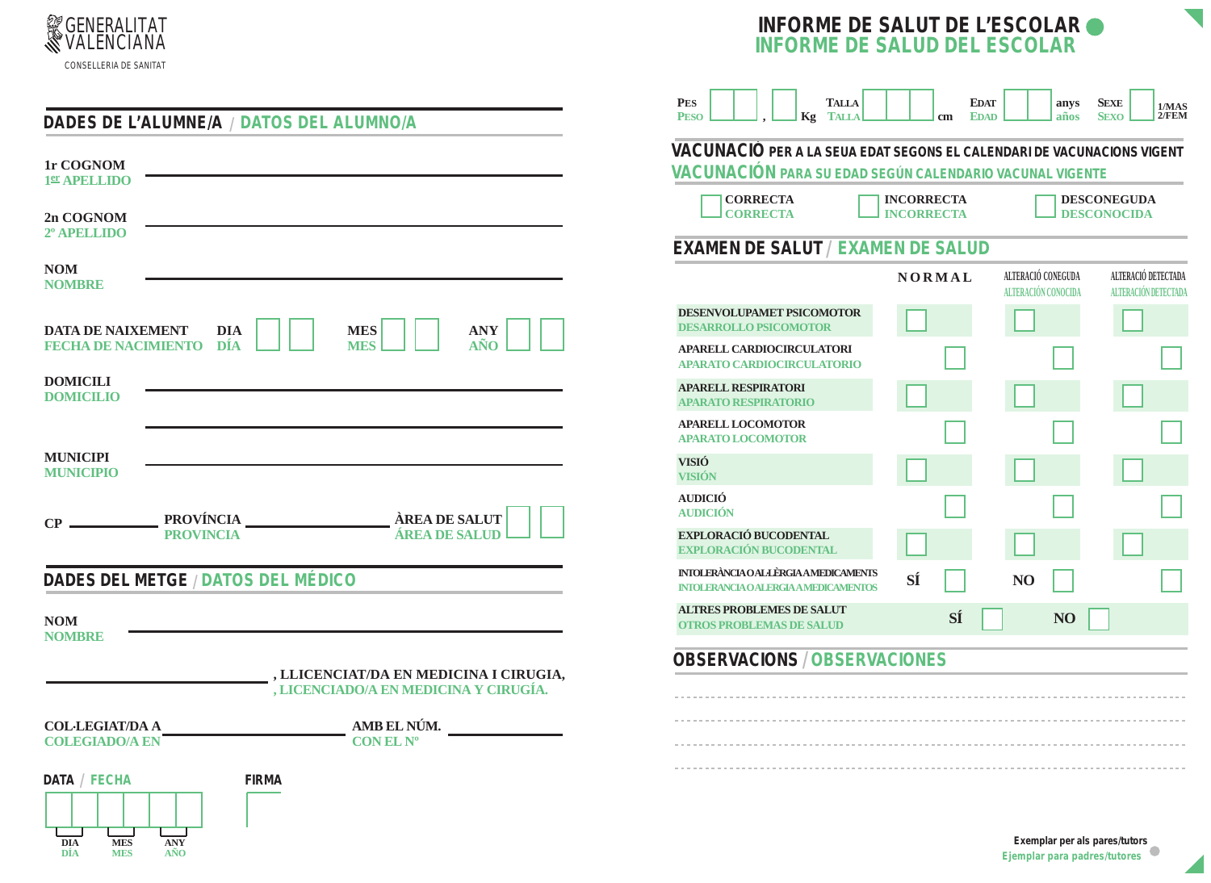GENERALITAT VALENCIANA
CONSELLERIA DE SANITAT

# INFORME DE SALUT DE L'ESCOLAR
# INFORME DE SALUD DEL ESCOLAR

## DADES DE L'ALUMNE/A / DATOS DEL ALUMNO/A

**1r COGNOM**
**1er APELLIDO** ______________________

**2n COGNOM**
**2º APELLIDO** ______________________

**NOM**
**NOMBRE** ______________________

**DATA DE NAIXEMENT / FECHA DE NACIMIENTO** DIA / DÍA ☐☐ MES / MES ☐☐ ANY / AÑO ☐☐

**DOMICILI**
**DOMICILIO** ______________________

______________________

**MUNICIPI**
**MUNICIPIO** ______________________

**CP** ________ **PROVÍNCIA / PROVINCIA** ________ **ÀREA DE SALUT / ÁREA DE SALUD** ☐☐

## DADES DEL METGE / DATOS DEL MÉDICO

**NOM**
**NOMBRE** ______________________

______________________ **, LLICENCIAT/DA EN MEDICINA I CIRUGIA,**
**, LICENCIADO/A EN MEDICINA Y CIRUGÍA.**

**COL·LEGIAT/DA A / COLEGIADO/A EN** ________ **AMB EL NÚM. / CON EL Nº** ________

**DATA / FECHA** ☐☐ ☐☐ ☐☐ (DIA / DÍA, MES / MES, ANY / AÑO) **FIRMA**

---

**PES / PESO** ☐☐ , ☐ Kg **TALLA / TALLA** ☐☐☐ cm **EDAT / EDAD** ☐☐ anys / años **SEXE / SEXO** ☐ 1/MAS 2/FEM

## VACUNACIÓ PER A LA SEUA EDAT SEGONS EL CALENDARI DE VACUNACIONS VIGENT
## VACUNACIÓN PARA SU EDAD SEGÚN CALENDARIO VACUNAL VIGENTE

☐ CORRECTA / CORRECTA ☐ INCORRECTA / INCORRECTA ☐ DESCONEGUDA / DESCONOCIDA

## EXAMEN DE SALUT / EXAMEN DE SALUD

| | NORMAL | ALTERACIÓ CONEGUDA / ALTERACIÓN CONOCIDA | ALTERACIÓ DETECTADA / ALTERACIÓN DETECTADA |
|---|---|---|---|
| DESENVOLUPAMET PSICOMOTOR / DESARROLLO PSICOMOTOR | ☐ | ☐ | ☐ |
| APARELL CARDIOCIRCULATORI / APARATO CARDIOCIRCULATORIO | ☐ | ☐ | ☐ |
| APARELL RESPIRATORI / APARATO RESPIRATORIO | ☐ | ☐ | ☐ |
| APARELL LOCOMOTOR / APARATO LOCOMOTOR | ☐ | ☐ | ☐ |
| VISIÓ / VISIÓN | ☐ | ☐ | ☐ |
| AUDICIÓ / AUDICIÓN | ☐ | ☐ | ☐ |
| EXPLORACIÓ BUCODENTAL / EXPLORACIÓN BUCODENTAL | ☐ | ☐ | ☐ |
| INTOLERÀNCIA O AL·LÈRGIA A MEDICAMENTS / INTOLERANCIA O ALERGIA A MEDICAMENTOS | SÍ ☐ | NO ☐ | ☐ |
| ALTRES PROBLEMES DE SALUT / OTROS PROBLEMAS DE SALUD | SÍ ☐ | NO ☐ | |

## OBSERVACIONS / OBSERVACIONES

- - - - - - - - - - - - - - - - - - - - - - - -

- - - - - - - - - - - - - - - - - - - - - - - -

- - - - - - - - - - - - - - - - - - - - - - - -

- - - - - - - - - - - - - - - - - - - - - - - -

**Exemplar per als pares/tutors**
**Ejemplar para padres/tutores**